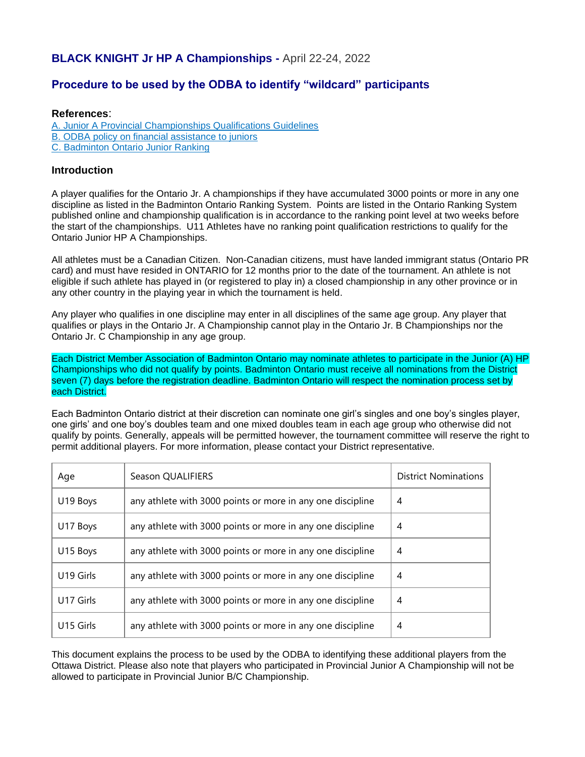## **BLACK KNIGHT Jr HP A Championships -** April 22-24, 2022

## Procedure to be used by the ODBA to identify "wildcard" participants

### References:

A. Junior A Provincial Championships Qualifications Guidelines
B. ODBA policy on financial assistance to juniors
C. Badminton Ontario Junior Ranking

### Introduction

A player qualifies for the Ontario Jr. A championships if they have accumulated 3000 points or more in any one discipline as listed in the Badminton Ontario Ranking System. Points are listed in the Ontario Ranking System published online and championship qualification is in accordance to the ranking point level at two weeks before the start of the championships. U11 Athletes have no ranking point qualification restrictions to qualify for the Ontario Junior HP A Championships.

All athletes must be a Canadian Citizen. Non-Canadian citizens, must have landed immigrant status (Ontario PR card) and must have resided in ONTARIO for 12 months prior to the date of the tournament. An athlete is not eligible if such athlete has played in (or registered to play in) a closed championship in any other province or in any other country in the playing year in which the tournament is held.

Any player who qualifies in one discipline may enter in all disciplines of the same age group. Any player that qualifies or plays in the Ontario Jr. A Championship cannot play in the Ontario Jr. B Championships nor the Ontario Jr. C Championship in any age group.

Each District Member Association of Badminton Ontario may nominate athletes to participate in the Junior (A) HP Championships who did not qualify by points. Badminton Ontario must receive all nominations from the District seven (7) days before the registration deadline. Badminton Ontario will respect the nomination process set by each District.

Each Badminton Ontario district at their discretion can nominate one girl's singles and one boy's singles player, one girls' and one boy's doubles team and one mixed doubles team in each age group who otherwise did not qualify by points. Generally, appeals will be permitted however, the tournament committee will reserve the right to permit additional players. For more information, please contact your District representative.

| Age | Season QUALIFIERS | District Nominations |
|---|---|---|
| U19 Boys | any athlete with 3000 points or more in any one discipline | 4 |
| U17 Boys | any athlete with 3000 points or more in any one discipline | 4 |
| U15 Boys | any athlete with 3000 points or more in any one discipline | 4 |
| U19 Girls | any athlete with 3000 points or more in any one discipline | 4 |
| U17 Girls | any athlete with 3000 points or more in any one discipline | 4 |
| U15 Girls | any athlete with 3000 points or more in any one discipline | 4 |

This document explains the process to be used by the ODBA to identifying these additional players from the Ottawa District. Please also note that players who participated in Provincial Junior A Championship will not be allowed to participate in Provincial Junior B/C Championship.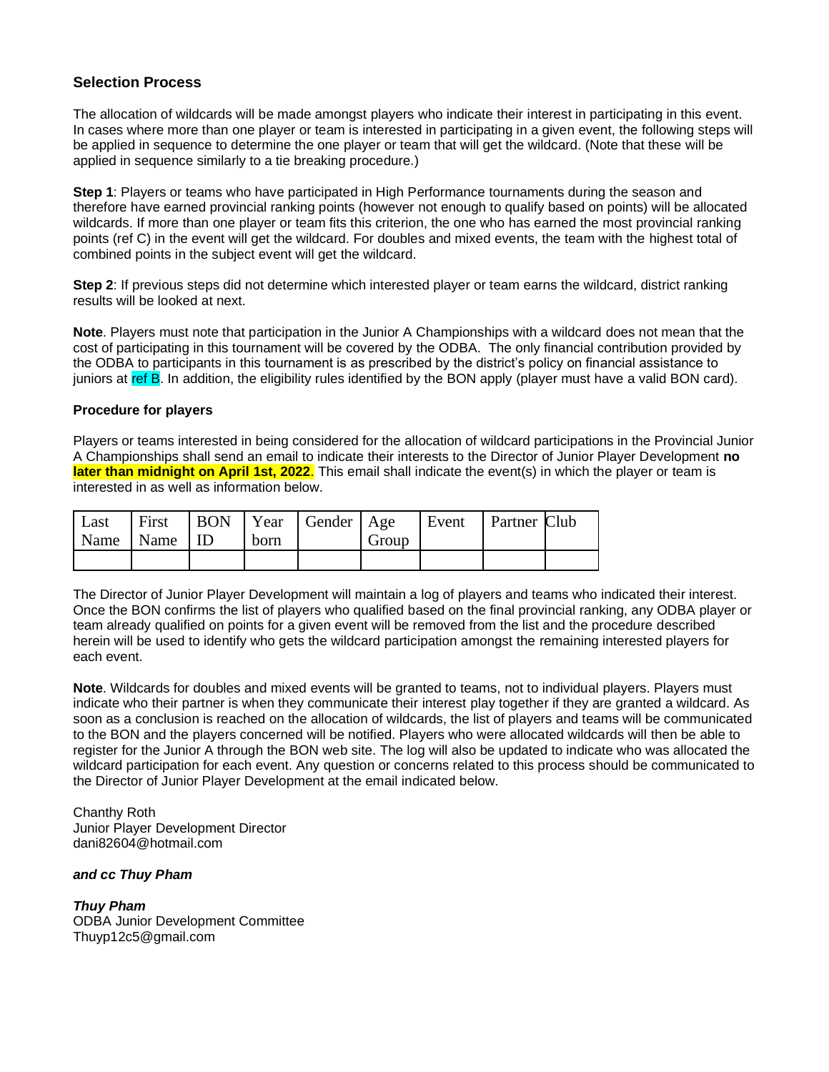### Selection Process

The allocation of wildcards will be made amongst players who indicate their interest in participating in this event. In cases where more than one player or team is interested in participating in a given event, the following steps will be applied in sequence to determine the one player or team that will get the wildcard. (Note that these will be applied in sequence similarly to a tie breaking procedure.)

**Step 1**: Players or teams who have participated in High Performance tournaments during the season and therefore have earned provincial ranking points (however not enough to qualify based on points) will be allocated wildcards. If more than one player or team fits this criterion, the one who has earned the most provincial ranking points (ref C) in the event will get the wildcard. For doubles and mixed events, the team with the highest total of combined points in the subject event will get the wildcard.

**Step 2**: If previous steps did not determine which interested player or team earns the wildcard, district ranking results will be looked at next.

**Note**. Players must note that participation in the Junior A Championships with a wildcard does not mean that the cost of participating in this tournament will be covered by the ODBA. The only financial contribution provided by the ODBA to participants in this tournament is as prescribed by the district's policy on financial assistance to juniors at ref B. In addition, the eligibility rules identified by the BON apply (player must have a valid BON card).

**Procedure for players**

Players or teams interested in being considered for the allocation of wildcard participations in the Provincial Junior A Championships shall send an email to indicate their interests to the Director of Junior Player Development **no later than midnight on April 1st, 2022**. This email shall indicate the event(s) in which the player or team is interested in as well as information below.

| Last Name | First Name | BON ID | Year born | Gender | Age Group | Event | Partner | Club |
|---|---|---|---|---|---|---|---|---|
| | | | | | | | | |

The Director of Junior Player Development will maintain a log of players and teams who indicated their interest. Once the BON confirms the list of players who qualified based on the final provincial ranking, any ODBA player or team already qualified on points for a given event will be removed from the list and the procedure described herein will be used to identify who gets the wildcard participation amongst the remaining interested players for each event.

**Note**. Wildcards for doubles and mixed events will be granted to teams, not to individual players. Players must indicate who their partner is when they communicate their interest play together if they are granted a wildcard. As soon as a conclusion is reached on the allocation of wildcards, the list of players and teams will be communicated to the BON and the players concerned will be notified. Players who were allocated wildcards will then be able to register for the Junior A through the BON web site. The log will also be updated to indicate who was allocated the wildcard participation for each event. Any question or concerns related to this process should be communicated to the Director of Junior Player Development at the email indicated below.

Chanthy Roth
Junior Player Development Director
dani82604@hotmail.com

***and cc Thuy Pham***

***Thuy Pham***
ODBA Junior Development Committee
Thuyp12c5@gmail.com